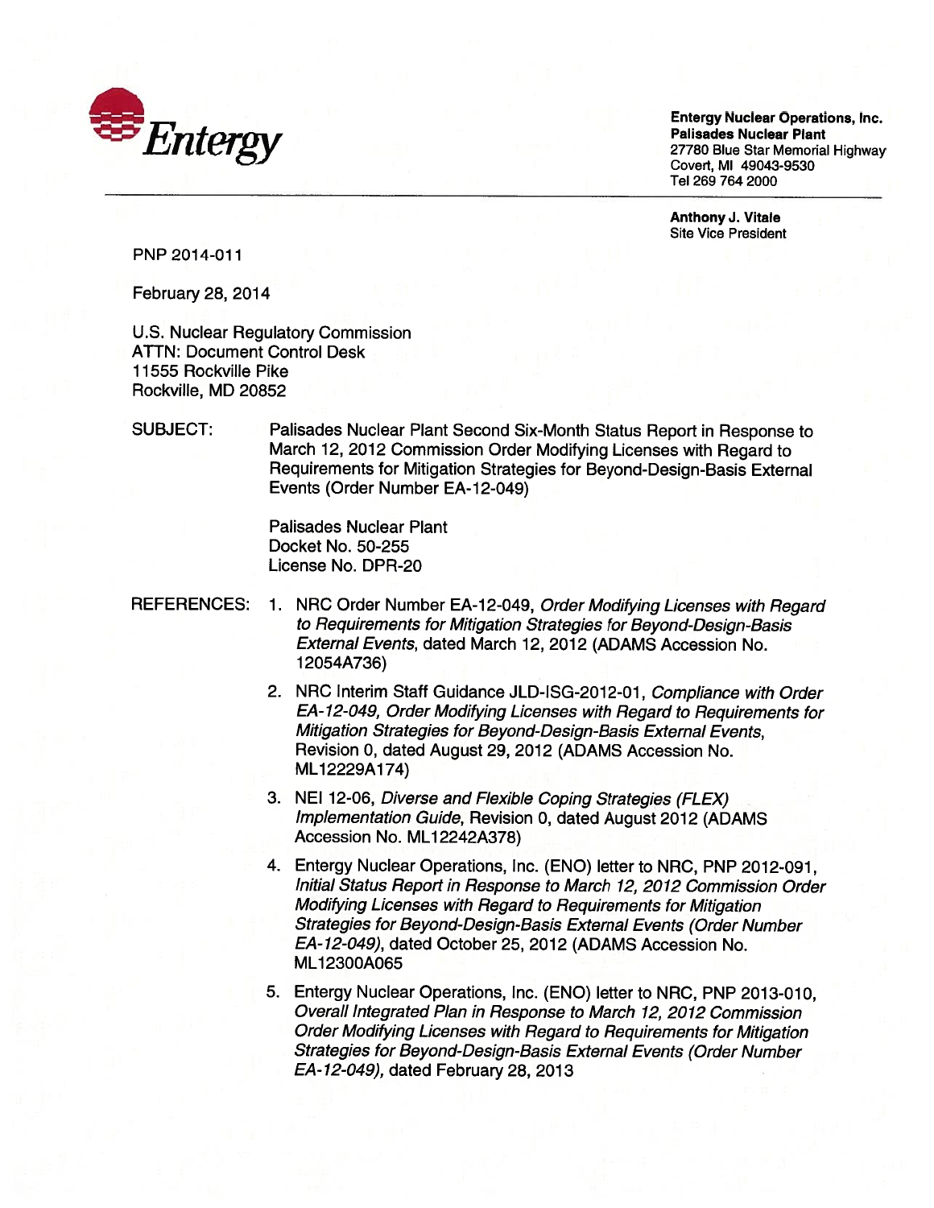**Entergy**

**Entergy Nuclear Operations, Inc.**
**Palisades Nuclear Plant**
27780 Blue Star Memorial Highway
Covert, MI 49043-9530
Tel 269 764 2000

**Anthony J. Vitale**
Site Vice President

PNP 2014-011

February 28, 2014

U.S. Nuclear Regulatory Commission
ATTN: Document Control Desk
11555 Rockville Pike
Rockville, MD 20852

SUBJECT: Palisades Nuclear Plant Second Six-Month Status Report in Response to March 12, 2012 Commission Order Modifying Licenses with Regard to Requirements for Mitigation Strategies for Beyond-Design-Basis External Events (Order Number EA-12-049)

Palisades Nuclear Plant
Docket No. 50-255
License No. DPR-20

REFERENCES:

1. NRC Order Number EA-12-049, *Order Modifying Licenses with Regard to Requirements for Mitigation Strategies for Beyond-Design-Basis External Events*, dated March 12, 2012 (ADAMS Accession No. 12054A736)
2. NRC Interim Staff Guidance JLD-ISG-2012-01, *Compliance with Order EA-12-049, Order Modifying Licenses with Regard to Requirements for Mitigation Strategies for Beyond-Design-Basis External Events*, Revision 0, dated August 29, 2012 (ADAMS Accession No. ML12229A174)
3. NEI 12-06, *Diverse and Flexible Coping Strategies (FLEX) Implementation Guide*, Revision 0, dated August 2012 (ADAMS Accession No. ML12242A378)
4. Entergy Nuclear Operations, Inc. (ENO) letter to NRC, PNP 2012-091, *Initial Status Report in Response to March 12, 2012 Commission Order Modifying Licenses with Regard to Requirements for Mitigation Strategies for Beyond-Design-Basis External Events (Order Number EA-12-049)*, dated October 25, 2012 (ADAMS Accession No. ML12300A065
5. Entergy Nuclear Operations, Inc. (ENO) letter to NRC, PNP 2013-010, *Overall Integrated Plan in Response to March 12, 2012 Commission Order Modifying Licenses with Regard to Requirements for Mitigation Strategies for Beyond-Design-Basis External Events (Order Number EA-12-049),* dated February 28, 2013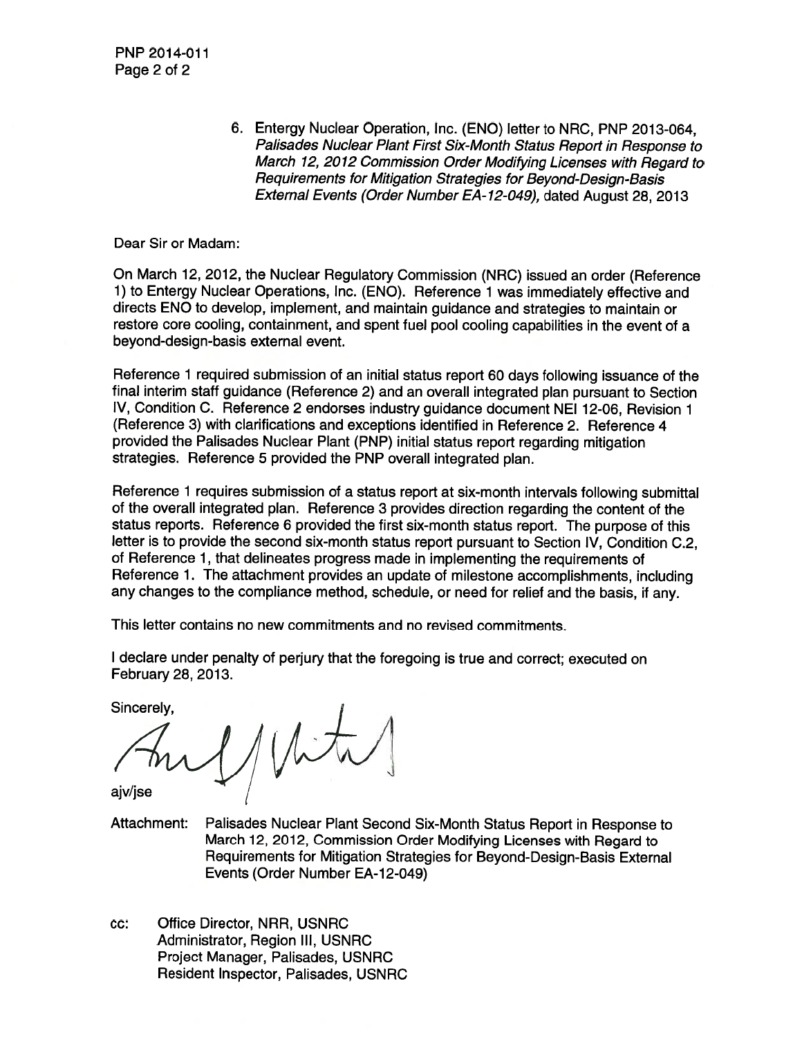6. Entergy Nuclear Operation, Inc. (ENO) letter to NRC, PNP 2013-064, *Palisades Nuclear Plant First Six-Month Status Report in Response to March 12, 2012 Commission Order Modifying Licenses with Regard to Requirements for Mitigation Strategies for Beyond-Design-Basis External Events (Order Number EA-12-049)*, dated August 28, 2013

Dear Sir or Madam:

On March 12, 2012, the Nuclear Regulatory Commission (NRC) issued an order (Reference 1) to Entergy Nuclear Operations, Inc. (ENO). Reference 1 was immediately effective and directs ENO to develop, implement, and maintain guidance and strategies to maintain or restore core cooling, containment, and spent fuel pool cooling capabilities in the event of a beyond-design-basis external event.

Reference 1 required submission of an initial status report 60 days following issuance of the final interim staff guidance (Reference 2) and an overall integrated plan pursuant to Section IV, Condition C. Reference 2 endorses industry guidance document NEI 12-06, Revision 1 (Reference 3) with clarifications and exceptions identified in Reference 2. Reference 4 provided the Palisades Nuclear Plant (PNP) initial status report regarding mitigation strategies. Reference 5 provided the PNP overall integrated plan.

Reference 1 requires submission of a status report at six-month intervals following submittal of the overall integrated plan. Reference 3 provides direction regarding the content of the status reports. Reference 6 provided the first six-month status report. The purpose of this letter is to provide the second six-month status report pursuant to Section IV, Condition C.2, of Reference 1, that delineates progress made in implementing the requirements of Reference 1. The attachment provides an update of milestone accomplishments, including any changes to the compliance method, schedule, or need for relief and the basis, if any.

This letter contains no new commitments and no revised commitments.

I declare under penalty of perjury that the foregoing is true and correct; executed on February 28, 2013.

Sincerely,

ajv/jse

Attachment: Palisades Nuclear Plant Second Six-Month Status Report in Response to March 12, 2012, Commission Order Modifying Licenses with Regard to Requirements for Mitigation Strategies for Beyond-Design-Basis External Events (Order Number EA-12-049)

cc: Office Director, NRR, USNRC
Administrator, Region III, USNRC
Project Manager, Palisades, USNRC
Resident Inspector, Palisades, USNRC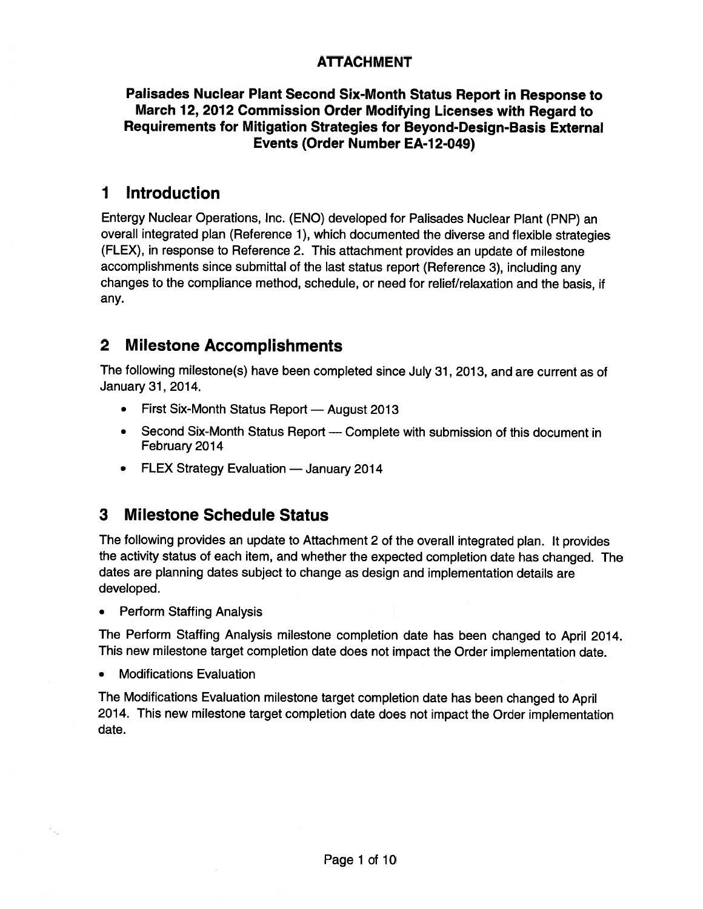**ATTACHMENT**

**Palisades Nuclear Plant Second Six-Month Status Report in Response to March 12, 2012 Commission Order Modifying Licenses with Regard to Requirements for Mitigation Strategies for Beyond-Design-Basis External Events (Order Number EA-12-049)**

# 1 Introduction

Entergy Nuclear Operations, Inc. (ENO) developed for Palisades Nuclear Plant (PNP) an overall integrated plan (Reference 1), which documented the diverse and flexible strategies (FLEX), in response to Reference 2. This attachment provides an update of milestone accomplishments since submittal of the last status report (Reference 3), including any changes to the compliance method, schedule, or need for relief/relaxation and the basis, if any.

# 2 Milestone Accomplishments

The following milestone(s) have been completed since July 31, 2013, and are current as of January 31, 2014.

- First Six-Month Status Report — August 2013
- Second Six-Month Status Report — Complete with submission of this document in February 2014
- FLEX Strategy Evaluation — January 2014

# 3 Milestone Schedule Status

The following provides an update to Attachment 2 of the overall integrated plan. It provides the activity status of each item, and whether the expected completion date has changed. The dates are planning dates subject to change as design and implementation details are developed.

- Perform Staffing Analysis

The Perform Staffing Analysis milestone completion date has been changed to April 2014. This new milestone target completion date does not impact the Order implementation date.

- Modifications Evaluation

The Modifications Evaluation milestone target completion date has been changed to April 2014. This new milestone target completion date does not impact the Order implementation date.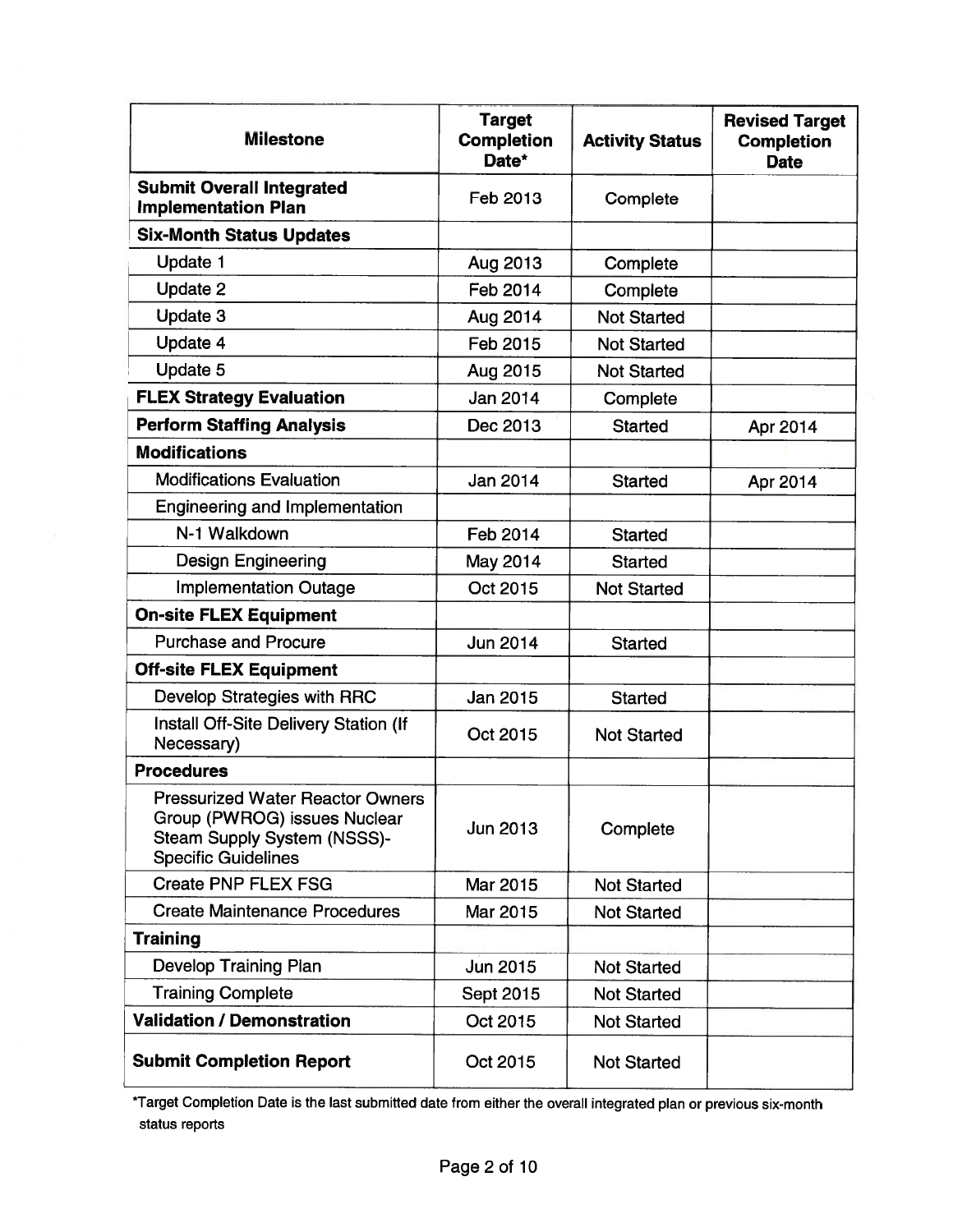| Milestone | Target Completion Date* | Activity Status | Revised Target Completion Date |
|---|---|---|---|
| **Submit Overall Integrated Implementation Plan** | Feb 2013 | Complete | |
| **Six-Month Status Updates** | | | |
| Update 1 | Aug 2013 | Complete | |
| Update 2 | Feb 2014 | Complete | |
| Update 3 | Aug 2014 | Not Started | |
| Update 4 | Feb 2015 | Not Started | |
| Update 5 | Aug 2015 | Not Started | |
| **FLEX Strategy Evaluation** | Jan 2014 | Complete | |
| **Perform Staffing Analysis** | Dec 2013 | Started | Apr 2014 |
| **Modifications** | | | |
| Modifications Evaluation | Jan 2014 | Started | Apr 2014 |
| Engineering and Implementation | | | |
| N-1 Walkdown | Feb 2014 | Started | |
| Design Engineering | May 2014 | Started | |
| Implementation Outage | Oct 2015 | Not Started | |
| **On-site FLEX Equipment** | | | |
| Purchase and Procure | Jun 2014 | Started | |
| **Off-site FLEX Equipment** | | | |
| Develop Strategies with RRC | Jan 2015 | Started | |
| Install Off-Site Delivery Station (If Necessary) | Oct 2015 | Not Started | |
| **Procedures** | | | |
| Pressurized Water Reactor Owners Group (PWROG) issues Nuclear Steam Supply System (NSSS)-Specific Guidelines | Jun 2013 | Complete | |
| Create PNP FLEX FSG | Mar 2015 | Not Started | |
| Create Maintenance Procedures | Mar 2015 | Not Started | |
| **Training** | | | |
| Develop Training Plan | Jun 2015 | Not Started | |
| Training Complete | Sept 2015 | Not Started | |
| **Validation / Demonstration** | Oct 2015 | Not Started | |
| **Submit Completion Report** | Oct 2015 | Not Started | |

*Target Completion Date is the last submitted date from either the overall integrated plan or previous six-month status reports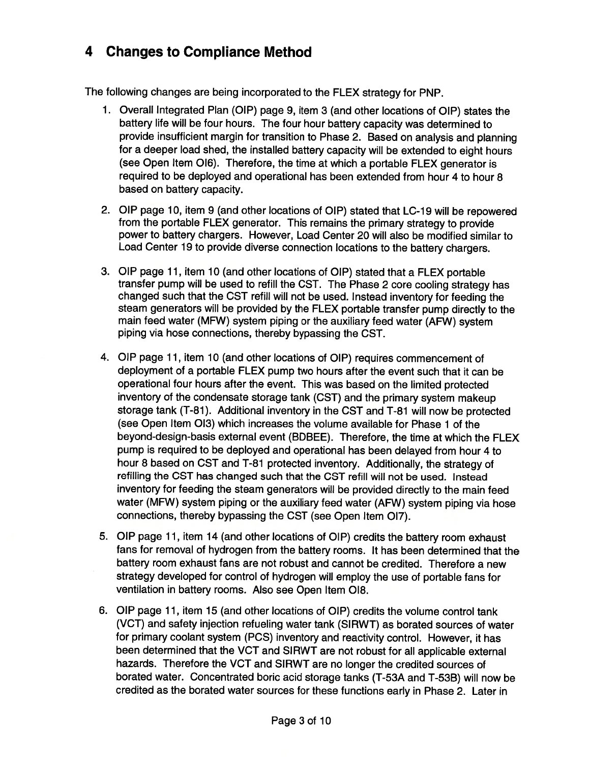# 4 Changes to Compliance Method

The following changes are being incorporated to the FLEX strategy for PNP.

1. Overall Integrated Plan (OIP) page 9, item 3 (and other locations of OIP) states the battery life will be four hours. The four hour battery capacity was determined to provide insufficient margin for transition to Phase 2. Based on analysis and planning for a deeper load shed, the installed battery capacity will be extended to eight hours (see Open Item OI6). Therefore, the time at which a portable FLEX generator is required to be deployed and operational has been extended from hour 4 to hour 8 based on battery capacity.

2. OIP page 10, item 9 (and other locations of OIP) stated that LC-19 will be repowered from the portable FLEX generator. This remains the primary strategy to provide power to battery chargers. However, Load Center 20 will also be modified similar to Load Center 19 to provide diverse connection locations to the battery chargers.

3. OIP page 11, item 10 (and other locations of OIP) stated that a FLEX portable transfer pump will be used to refill the CST. The Phase 2 core cooling strategy has changed such that the CST refill will not be used. Instead inventory for feeding the steam generators will be provided by the FLEX portable transfer pump directly to the main feed water (MFW) system piping or the auxiliary feed water (AFW) system piping via hose connections, thereby bypassing the CST.

4. OIP page 11, item 10 (and other locations of OIP) requires commencement of deployment of a portable FLEX pump two hours after the event such that it can be operational four hours after the event. This was based on the limited protected inventory of the condensate storage tank (CST) and the primary system makeup storage tank (T-81). Additional inventory in the CST and T-81 will now be protected (see Open Item OI3) which increases the volume available for Phase 1 of the beyond-design-basis external event (BDBEE). Therefore, the time at which the FLEX pump is required to be deployed and operational has been delayed from hour 4 to hour 8 based on CST and T-81 protected inventory. Additionally, the strategy of refilling the CST has changed such that the CST refill will not be used. Instead inventory for feeding the steam generators will be provided directly to the main feed water (MFW) system piping or the auxiliary feed water (AFW) system piping via hose connections, thereby bypassing the CST (see Open Item OI7).

5. OIP page 11, item 14 (and other locations of OIP) credits the battery room exhaust fans for removal of hydrogen from the battery rooms. It has been determined that the battery room exhaust fans are not robust and cannot be credited. Therefore a new strategy developed for control of hydrogen will employ the use of portable fans for ventilation in battery rooms. Also see Open Item OI8.

6. OIP page 11, item 15 (and other locations of OIP) credits the volume control tank (VCT) and safety injection refueling water tank (SIRWT) as borated sources of water for primary coolant system (PCS) inventory and reactivity control. However, it has been determined that the VCT and SIRWT are not robust for all applicable external hazards. Therefore the VCT and SIRWT are no longer the credited sources of borated water. Concentrated boric acid storage tanks (T-53A and T-53B) will now be credited as the borated water sources for these functions early in Phase 2. Later in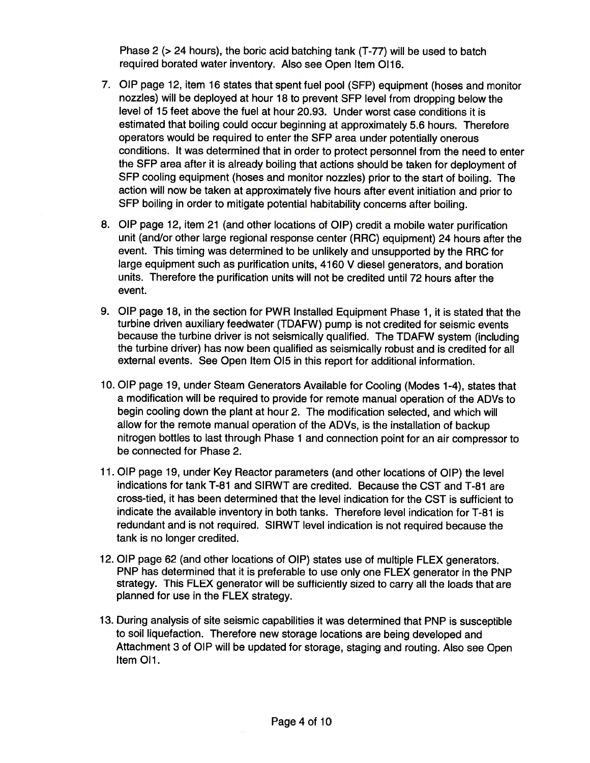Phase 2 (> 24 hours), the boric acid batching tank (T-77) will be used to batch required borated water inventory. Also see Open Item OI16.

7. OIP page 12, item 16 states that spent fuel pool (SFP) equipment (hoses and monitor nozzles) will be deployed at hour 18 to prevent SFP level from dropping below the level of 15 feet above the fuel at hour 20.93. Under worst case conditions it is estimated that boiling could occur beginning at approximately 5.6 hours. Therefore operators would be required to enter the SFP area under potentially onerous conditions. It was determined that in order to protect personnel from the need to enter the SFP area after it is already boiling that actions should be taken for deployment of SFP cooling equipment (hoses and monitor nozzles) prior to the start of boiling. The action will now be taken at approximately five hours after event initiation and prior to SFP boiling in order to mitigate potential habitability concerns after boiling.

8. OIP page 12, item 21 (and other locations of OIP) credit a mobile water purification unit (and/or other large regional response center (RRC) equipment) 24 hours after the event. This timing was determined to be unlikely and unsupported by the RRC for large equipment such as purification units, 4160 V diesel generators, and boration units. Therefore the purification units will not be credited until 72 hours after the event.

9. OIP page 18, in the section for PWR Installed Equipment Phase 1, it is stated that the turbine driven auxiliary feedwater (TDAFW) pump is not credited for seismic events because the turbine driver is not seismically qualified. The TDAFW system (including the turbine driver) has now been qualified as seismically robust and is credited for all external events. See Open Item OI5 in this report for additional information.

10. OIP page 19, under Steam Generators Available for Cooling (Modes 1-4), states that a modification will be required to provide for remote manual operation of the ADVs to begin cooling down the plant at hour 2. The modification selected, and which will allow for the remote manual operation of the ADVs, is the installation of backup nitrogen bottles to last through Phase 1 and connection point for an air compressor to be connected for Phase 2.

11. OIP page 19, under Key Reactor parameters (and other locations of OIP) the level indications for tank T-81 and SIRWT are credited. Because the CST and T-81 are cross-tied, it has been determined that the level indication for the CST is sufficient to indicate the available inventory in both tanks. Therefore level indication for T-81 is redundant and is not required. SIRWT level indication is not required because the tank is no longer credited.

12. OIP page 62 (and other locations of OIP) states use of multiple FLEX generators. PNP has determined that it is preferable to use only one FLEX generator in the PNP strategy. This FLEX generator will be sufficiently sized to carry all the loads that are planned for use in the FLEX strategy.

13. During analysis of site seismic capabilities it was determined that PNP is susceptible to soil liquefaction. Therefore new storage locations are being developed and Attachment 3 of OIP will be updated for storage, staging and routing. Also see Open Item OI1.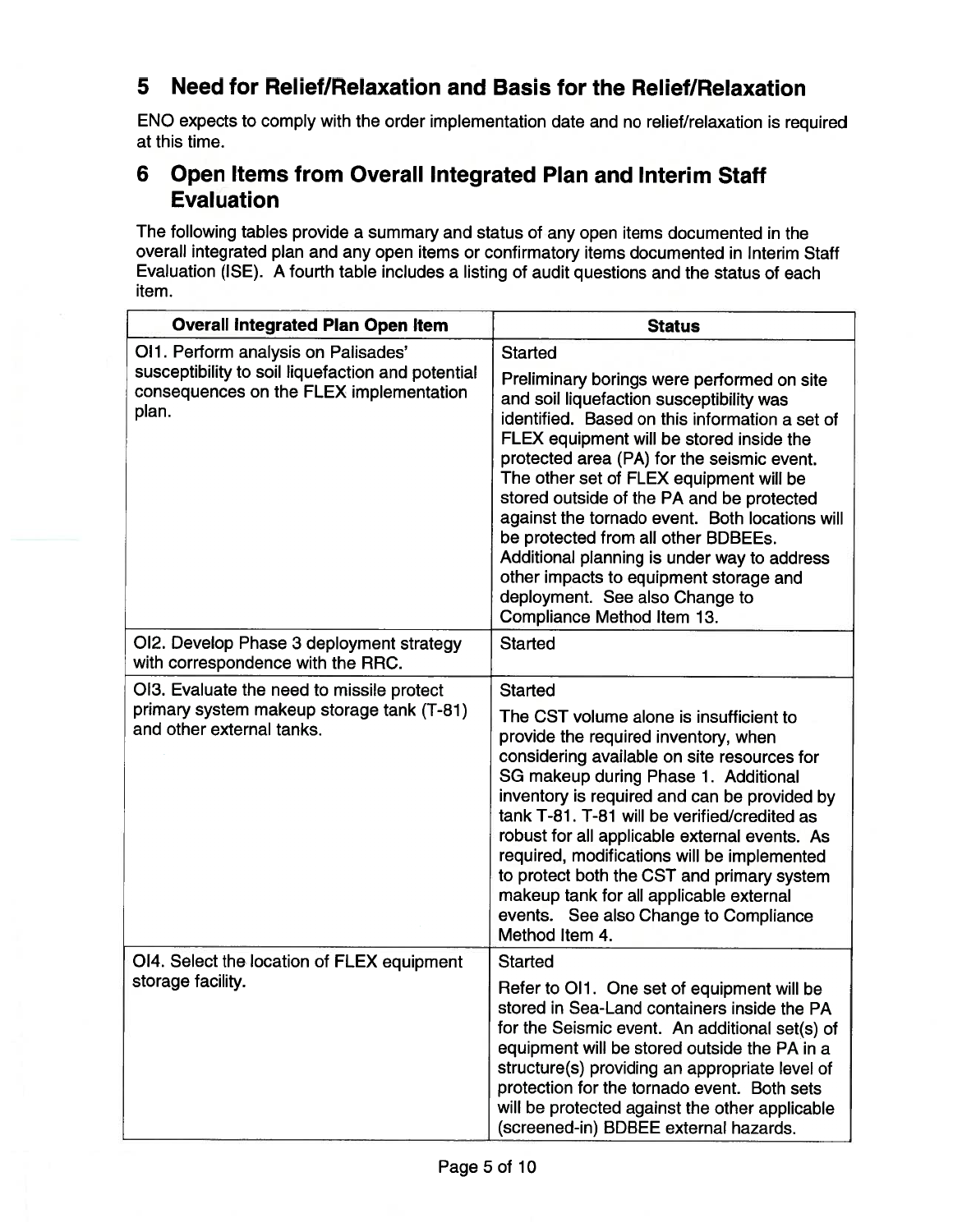## 5 Need for Relief/Relaxation and Basis for the Relief/Relaxation

ENO expects to comply with the order implementation date and no relief/relaxation is required at this time.

## 6 Open Items from Overall Integrated Plan and Interim Staff Evaluation

The following tables provide a summary and status of any open items documented in the overall integrated plan and any open items or confirmatory items documented in Interim Staff Evaluation (ISE). A fourth table includes a listing of audit questions and the status of each item.

| Overall Integrated Plan Open Item | Status |
|---|---|
| OI1. Perform analysis on Palisades' susceptibility to soil liquefaction and potential consequences on the FLEX implementation plan. | Started<br><br>Preliminary borings were performed on site and soil liquefaction susceptibility was identified. Based on this information a set of FLEX equipment will be stored inside the protected area (PA) for the seismic event. The other set of FLEX equipment will be stored outside of the PA and be protected against the tornado event. Both locations will be protected from all other BDBEEs. Additional planning is under way to address other impacts to equipment storage and deployment. See also Change to Compliance Method Item 13. |
| OI2. Develop Phase 3 deployment strategy with correspondence with the RRC. | Started |
| OI3. Evaluate the need to missile protect primary system makeup storage tank (T-81) and other external tanks. | Started<br><br>The CST volume alone is insufficient to provide the required inventory, when considering available on site resources for SG makeup during Phase 1. Additional inventory is required and can be provided by tank T-81. T-81 will be verified/credited as robust for all applicable external events. As required, modifications will be implemented to protect both the CST and primary system makeup tank for all applicable external events. See also Change to Compliance Method Item 4. |
| OI4. Select the location of FLEX equipment storage facility. | Started<br><br>Refer to OI1. One set of equipment will be stored in Sea-Land containers inside the PA for the Seismic event. An additional set(s) of equipment will be stored outside the PA in a structure(s) providing an appropriate level of protection for the tornado event. Both sets will be protected against the other applicable (screened-in) BDBEE external hazards. |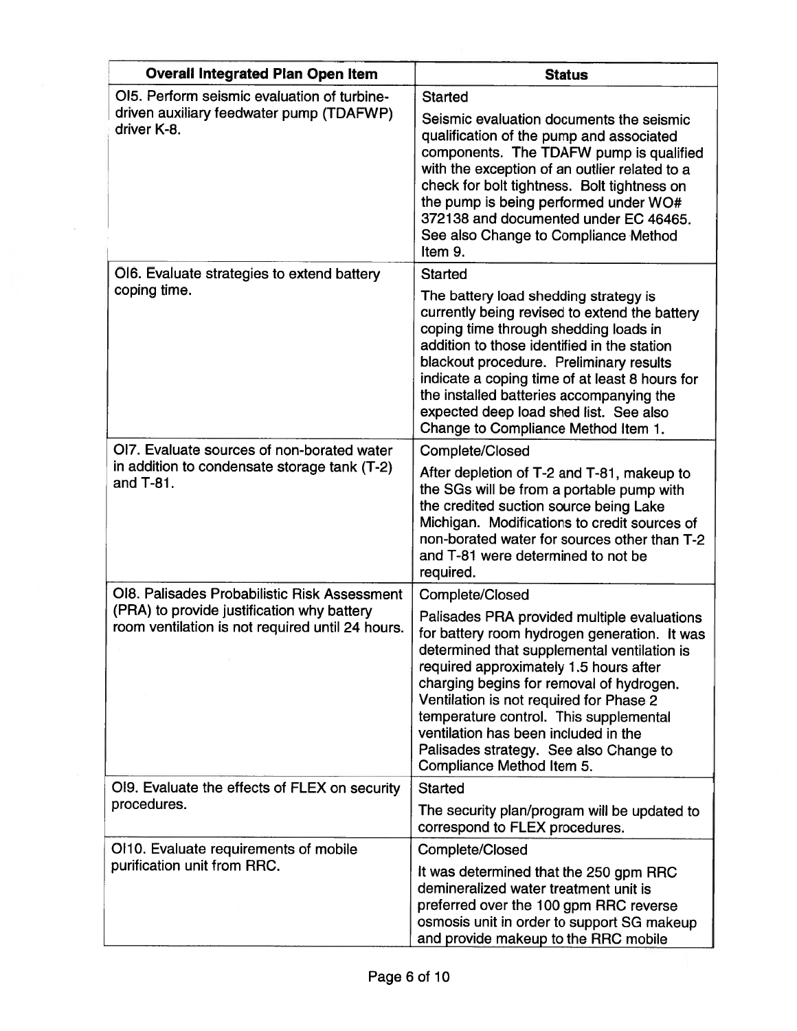| Overall Integrated Plan Open Item | Status |
|---|---|
| OI5. Perform seismic evaluation of turbine-driven auxiliary feedwater pump (TDAFWP) driver K-8. | Started<br><br>Seismic evaluation documents the seismic qualification of the pump and associated components. The TDAFW pump is qualified with the exception of an outlier related to a check for bolt tightness. Bolt tightness on the pump is being performed under WO# 372138 and documented under EC 46465. See also Change to Compliance Method Item 9. |
| OI6. Evaluate strategies to extend battery coping time. | Started<br><br>The battery load shedding strategy is currently being revised to extend the battery coping time through shedding loads in addition to those identified in the station blackout procedure. Preliminary results indicate a coping time of at least 8 hours for the installed batteries accompanying the expected deep load shed list. See also Change to Compliance Method Item 1. |
| OI7. Evaluate sources of non-borated water in addition to condensate storage tank (T-2) and T-81. | Complete/Closed<br><br>After depletion of T-2 and T-81, makeup to the SGs will be from a portable pump with the credited suction source being Lake Michigan. Modifications to credit sources of non-borated water for sources other than T-2 and T-81 were determined to not be required. |
| OI8. Palisades Probabilistic Risk Assessment (PRA) to provide justification why battery room ventilation is not required until 24 hours. | Complete/Closed<br><br>Palisades PRA provided multiple evaluations for battery room hydrogen generation. It was determined that supplemental ventilation is required approximately 1.5 hours after charging begins for removal of hydrogen. Ventilation is not required for Phase 2 temperature control. This supplemental ventilation has been included in the Palisades strategy. See also Change to Compliance Method Item 5. |
| OI9. Evaluate the effects of FLEX on security procedures. | Started<br><br>The security plan/program will be updated to correspond to FLEX procedures. |
| OI10. Evaluate requirements of mobile purification unit from RRC. | Complete/Closed<br><br>It was determined that the 250 gpm RRC demineralized water treatment unit is preferred over the 100 gpm RRC reverse osmosis unit in order to support SG makeup and provide makeup to the RRC mobile |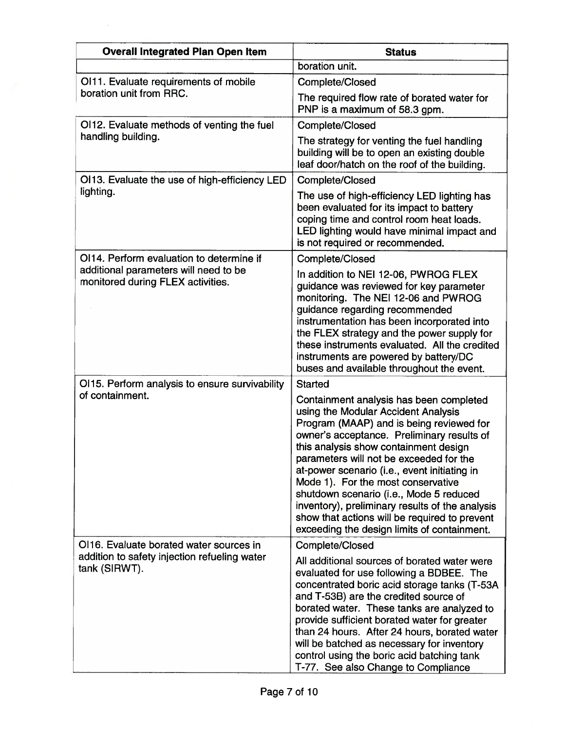| Overall Integrated Plan Open Item | Status |
|---|---|
| | boration unit. |
| OI11. Evaluate requirements of mobile boration unit from RRC. | Complete/Closed<br><br>The required flow rate of borated water for PNP is a maximum of 58.3 gpm. |
| OI12. Evaluate methods of venting the fuel handling building. | Complete/Closed<br><br>The strategy for venting the fuel handling building will be to open an existing double leaf door/hatch on the roof of the building. |
| OI13. Evaluate the use of high-efficiency LED lighting. | Complete/Closed<br><br>The use of high-efficiency LED lighting has been evaluated for its impact to battery coping time and control room heat loads. LED lighting would have minimal impact and is not required or recommended. |
| OI14. Perform evaluation to determine if additional parameters will need to be monitored during FLEX activities. | Complete/Closed<br><br>In addition to NEI 12-06, PWROG FLEX guidance was reviewed for key parameter monitoring. The NEI 12-06 and PWROG guidance regarding recommended instrumentation has been incorporated into the FLEX strategy and the power supply for these instruments evaluated. All the credited instruments are powered by battery/DC buses and available throughout the event. |
| OI15. Perform analysis to ensure survivability of containment. | Started<br><br>Containment analysis has been completed using the Modular Accident Analysis Program (MAAP) and is being reviewed for owner's acceptance. Preliminary results of this analysis show containment design parameters will not be exceeded for the at-power scenario (i.e., event initiating in Mode 1). For the most conservative shutdown scenario (i.e., Mode 5 reduced inventory), preliminary results of the analysis show that actions will be required to prevent exceeding the design limits of containment. |
| OI16. Evaluate borated water sources in addition to safety injection refueling water tank (SIRWT). | Complete/Closed<br><br>All additional sources of borated water were evaluated for use following a BDBEE. The concentrated boric acid storage tanks (T-53A and T-53B) are the credited source of borated water. These tanks are analyzed to provide sufficient borated water for greater than 24 hours. After 24 hours, borated water will be batched as necessary for inventory control using the boric acid batching tank T-77. See also Change to Compliance |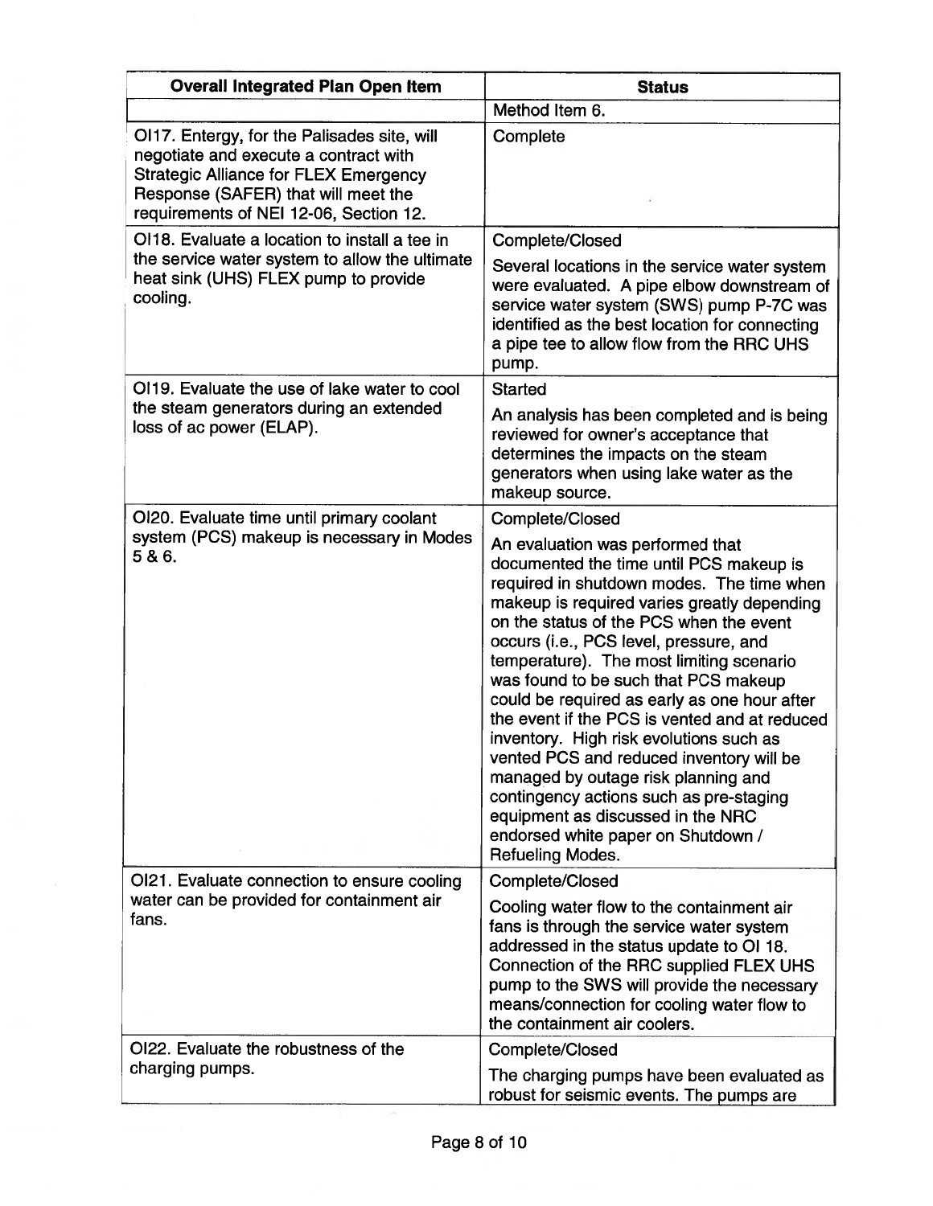| Overall Integrated Plan Open Item | Status |
|---|---|
| | Method Item 6. |
| OI17. Entergy, for the Palisades site, will negotiate and execute a contract with Strategic Alliance for FLEX Emergency Response (SAFER) that will meet the requirements of NEI 12-06, Section 12. | Complete |
| OI18. Evaluate a location to install a tee in the service water system to allow the ultimate heat sink (UHS) FLEX pump to provide cooling. | Complete/Closed<br><br>Several locations in the service water system were evaluated. A pipe elbow downstream of service water system (SWS) pump P-7C was identified as the best location for connecting a pipe tee to allow flow from the RRC UHS pump. |
| OI19. Evaluate the use of lake water to cool the steam generators during an extended loss of ac power (ELAP). | Started<br><br>An analysis has been completed and is being reviewed for owner's acceptance that determines the impacts on the steam generators when using lake water as the makeup source. |
| OI20. Evaluate time until primary coolant system (PCS) makeup is necessary in Modes 5 & 6. | Complete/Closed<br><br>An evaluation was performed that documented the time until PCS makeup is required in shutdown modes. The time when makeup is required varies greatly depending on the status of the PCS when the event occurs (i.e., PCS level, pressure, and temperature). The most limiting scenario was found to be such that PCS makeup could be required as early as one hour after the event if the PCS is vented and at reduced inventory. High risk evolutions such as vented PCS and reduced inventory will be managed by outage risk planning and contingency actions such as pre-staging equipment as discussed in the NRC endorsed white paper on Shutdown / Refueling Modes. |
| OI21. Evaluate connection to ensure cooling water can be provided for containment air fans. | Complete/Closed<br><br>Cooling water flow to the containment air fans is through the service water system addressed in the status update to OI 18. Connection of the RRC supplied FLEX UHS pump to the SWS will provide the necessary means/connection for cooling water flow to the containment air coolers. |
| OI22. Evaluate the robustness of the charging pumps. | Complete/Closed<br><br>The charging pumps have been evaluated as robust for seismic events. The pumps are |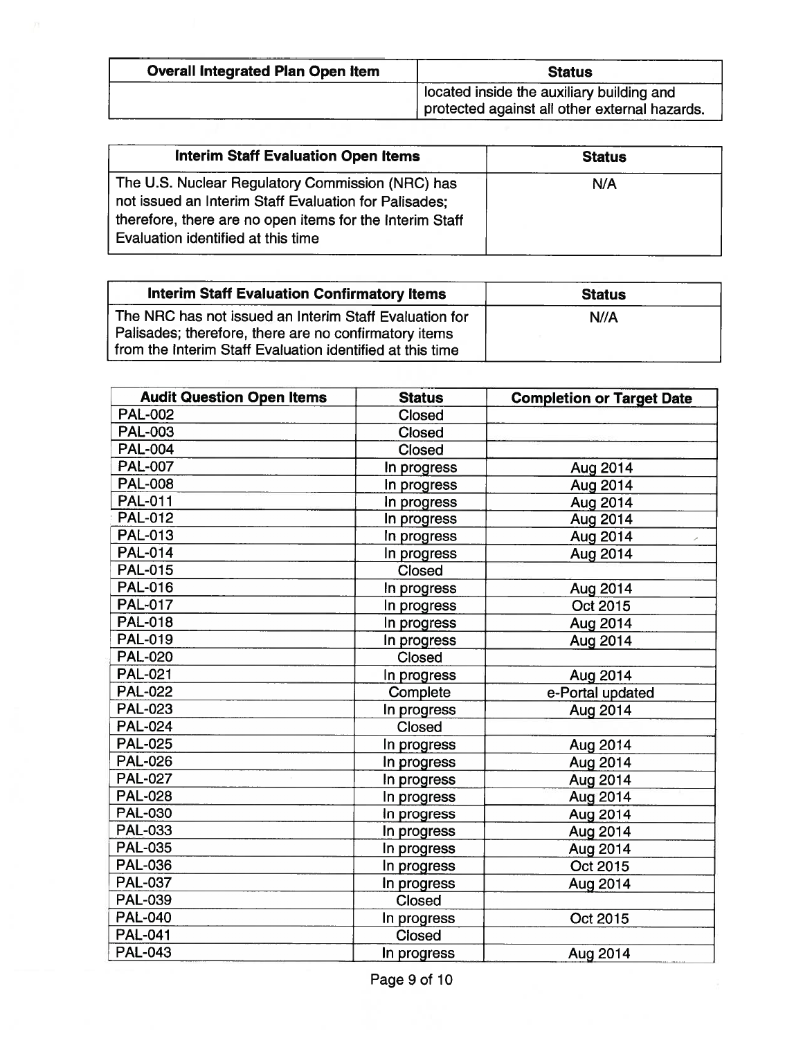| Overall Integrated Plan Open Item | Status |
|---|---|
| | located inside the auxiliary building and protected against all other external hazards. |

| Interim Staff Evaluation Open Items | Status |
|---|---|
| The U.S. Nuclear Regulatory Commission (NRC) has not issued an Interim Staff Evaluation for Palisades; therefore, there are no open items for the Interim Staff Evaluation identified at this time | N/A |

| Interim Staff Evaluation Confirmatory Items | Status |
|---|---|
| The NRC has not issued an Interim Staff Evaluation for Palisades; therefore, there are no confirmatory items from the Interim Staff Evaluation identified at this time | N//A |

| Audit Question Open Items | Status | Completion or Target Date |
|---|---|---|
| PAL-002 | Closed | |
| PAL-003 | Closed | |
| PAL-004 | Closed | |
| PAL-007 | In progress | Aug 2014 |
| PAL-008 | In progress | Aug 2014 |
| PAL-011 | In progress | Aug 2014 |
| PAL-012 | In progress | Aug 2014 |
| PAL-013 | In progress | Aug 2014 |
| PAL-014 | In progress | Aug 2014 |
| PAL-015 | Closed | |
| PAL-016 | In progress | Aug 2014 |
| PAL-017 | In progress | Oct 2015 |
| PAL-018 | In progress | Aug 2014 |
| PAL-019 | In progress | Aug 2014 |
| PAL-020 | Closed | |
| PAL-021 | In progress | Aug 2014 |
| PAL-022 | Complete | e-Portal updated |
| PAL-023 | In progress | Aug 2014 |
| PAL-024 | Closed | |
| PAL-025 | In progress | Aug 2014 |
| PAL-026 | In progress | Aug 2014 |
| PAL-027 | In progress | Aug 2014 |
| PAL-028 | In progress | Aug 2014 |
| PAL-030 | In progress | Aug 2014 |
| PAL-033 | In progress | Aug 2014 |
| PAL-035 | In progress | Aug 2014 |
| PAL-036 | In progress | Oct 2015 |
| PAL-037 | In progress | Aug 2014 |
| PAL-039 | Closed | |
| PAL-040 | In progress | Oct 2015 |
| PAL-041 | Closed | |
| PAL-043 | In progress | Aug 2014 |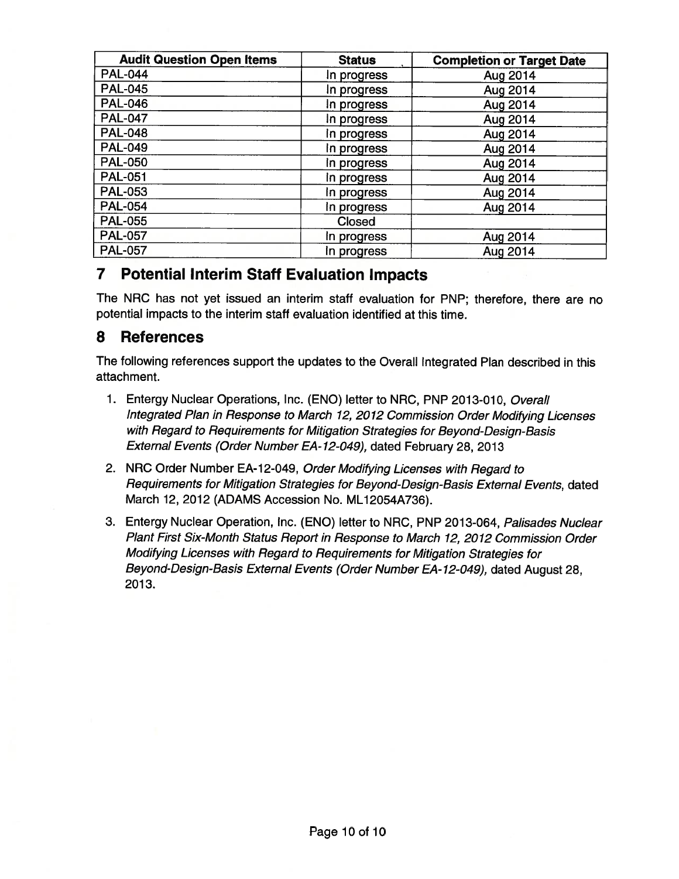| Audit Question Open Items | Status | Completion or Target Date |
|---|---|---|
| PAL-044 | In progress | Aug 2014 |
| PAL-045 | In progress | Aug 2014 |
| PAL-046 | In progress | Aug 2014 |
| PAL-047 | In progress | Aug 2014 |
| PAL-048 | In progress | Aug 2014 |
| PAL-049 | In progress | Aug 2014 |
| PAL-050 | In progress | Aug 2014 |
| PAL-051 | In progress | Aug 2014 |
| PAL-053 | In progress | Aug 2014 |
| PAL-054 | In progress | Aug 2014 |
| PAL-055 | Closed | |
| PAL-057 | In progress | Aug 2014 |
| PAL-057 | In progress | Aug 2014 |

## 7 Potential Interim Staff Evaluation Impacts

The NRC has not yet issued an interim staff evaluation for PNP; therefore, there are no potential impacts to the interim staff evaluation identified at this time.

## 8 References

The following references support the updates to the Overall Integrated Plan described in this attachment.

1. Entergy Nuclear Operations, Inc. (ENO) letter to NRC, PNP 2013-010, *Overall Integrated Plan in Response to March 12, 2012 Commission Order Modifying Licenses with Regard to Requirements for Mitigation Strategies for Beyond-Design-Basis External Events (Order Number EA-12-049),* dated February 28, 2013

2. NRC Order Number EA-12-049, *Order Modifying Licenses with Regard to Requirements for Mitigation Strategies for Beyond-Design-Basis External Events*, dated March 12, 2012 (ADAMS Accession No. ML12054A736).

3. Entergy Nuclear Operation, Inc. (ENO) letter to NRC, PNP 2013-064, *Palisades Nuclear Plant First Six-Month Status Report in Response to March 12, 2012 Commission Order Modifying Licenses with Regard to Requirements for Mitigation Strategies for Beyond-Design-Basis External Events (Order Number EA-12-049),* dated August 28, 2013.